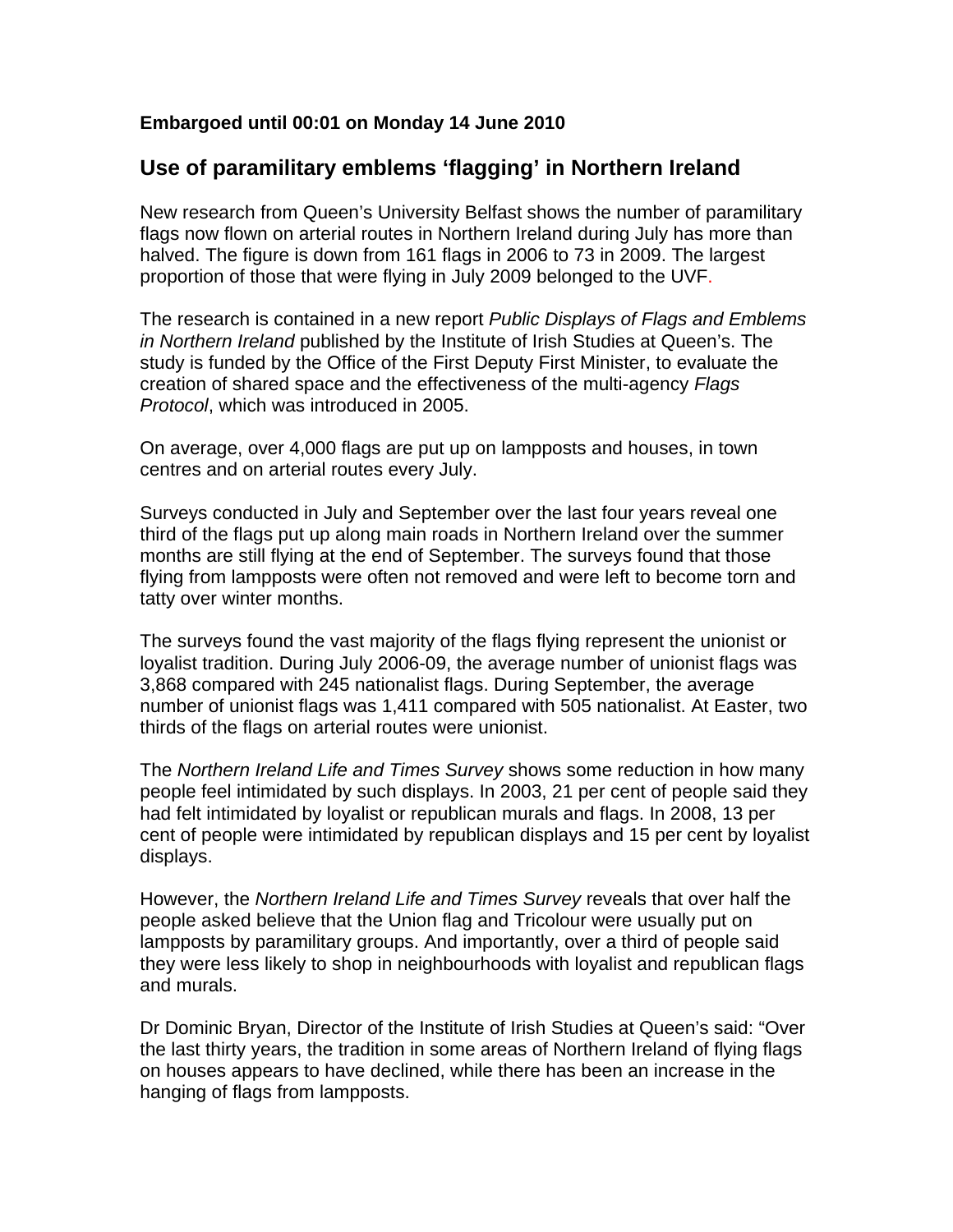**Embargoed until 00:01 on Monday 14 June 2010**

## Use of paramilitary emblems 'flagging' in Northern Ireland

New research from Queen's University Belfast shows the number of paramilitary flags now flown on arterial routes in Northern Ireland during July has more than halved. The figure is down from 161 flags in 2006 to 73 in 2009. The largest proportion of those that were flying in July 2009 belonged to the UVF.

The research is contained in a new report *Public Displays of Flags and Emblems in Northern Ireland* published by the Institute of Irish Studies at Queen's. The study is funded by the Office of the First Deputy First Minister, to evaluate the creation of shared space and the effectiveness of the multi-agency *Flags Protocol*, which was introduced in 2005.

On average, over 4,000 flags are put up on lampposts and houses, in town centres and on arterial routes every July.

Surveys conducted in July and September over the last four years reveal one third of the flags put up along main roads in Northern Ireland over the summer months are still flying at the end of September. The surveys found that those flying from lampposts were often not removed and were left to become torn and tatty over winter months.

The surveys found the vast majority of the flags flying represent the unionist or loyalist tradition. During July 2006-09, the average number of unionist flags was 3,868 compared with 245 nationalist flags. During September, the average number of unionist flags was 1,411 compared with 505 nationalist. At Easter, two thirds of the flags on arterial routes were unionist.

The *Northern Ireland Life and Times Survey* shows some reduction in how many people feel intimidated by such displays. In 2003, 21 per cent of people said they had felt intimidated by loyalist or republican murals and flags. In 2008, 13 per cent of people were intimidated by republican displays and 15 per cent by loyalist displays.

However, the *Northern Ireland Life and Times Survey* reveals that over half the people asked believe that the Union flag and Tricolour were usually put on lampposts by paramilitary groups. And importantly, over a third of people said they were less likely to shop in neighbourhoods with loyalist and republican flags and murals.

Dr Dominic Bryan, Director of the Institute of Irish Studies at Queen's said: "Over the last thirty years, the tradition in some areas of Northern Ireland of flying flags on houses appears to have declined, while there has been an increase in the hanging of flags from lampposts.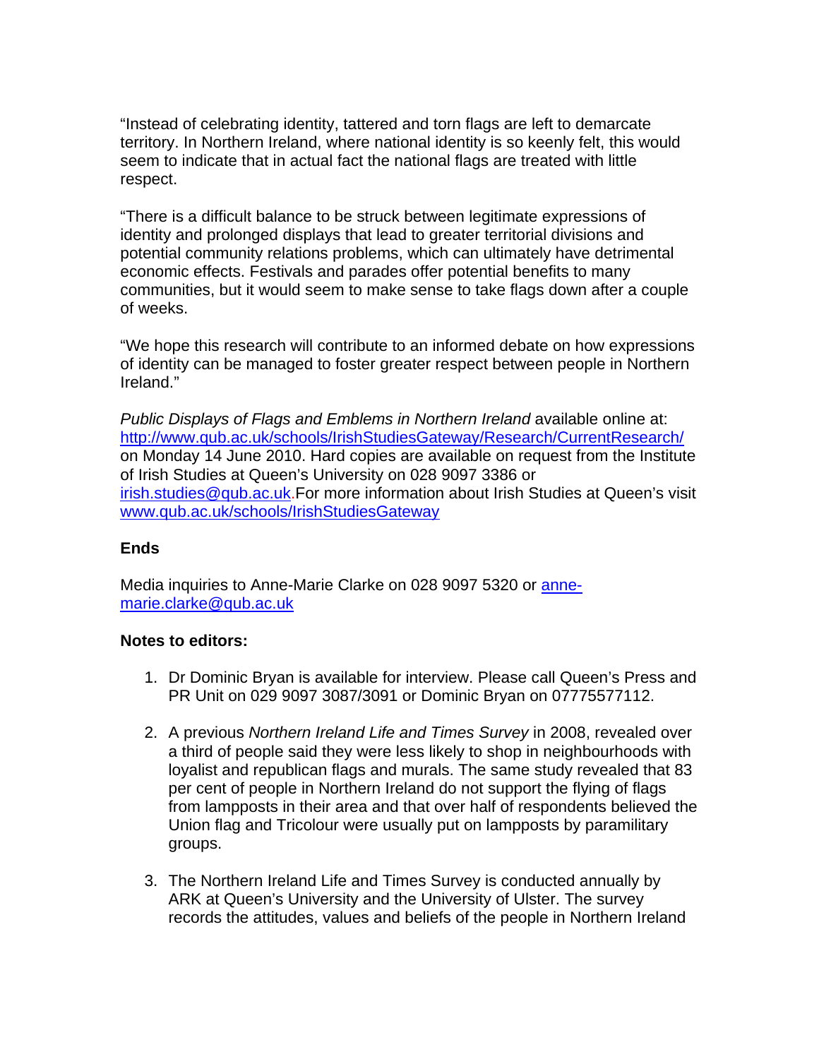"Instead of celebrating identity, tattered and torn flags are left to demarcate territory. In Northern Ireland, where national identity is so keenly felt, this would seem to indicate that in actual fact the national flags are treated with little respect.

"There is a difficult balance to be struck between legitimate expressions of identity and prolonged displays that lead to greater territorial divisions and potential community relations problems, which can ultimately have detrimental economic effects. Festivals and parades offer potential benefits to many communities, but it would seem to make sense to take flags down after a couple of weeks.

"We hope this research will contribute to an informed debate on how expressions of identity can be managed to foster greater respect between people in Northern Ireland."

*Public Displays of Flags and Emblems in Northern Ireland* available online at: http://www.qub.ac.uk/schools/IrishStudiesGateway/Research/CurrentResearch/ on Monday 14 June 2010. Hard copies are available on request from the Institute of Irish Studies at Queen's University on 028 9097 3386 or irish.studies@qub.ac.uk.For more information about Irish Studies at Queen's visit www.qub.ac.uk/schools/IrishStudiesGateway

**Ends**

Media inquiries to Anne-Marie Clarke on 028 9097 5320 or anne-marie.clarke@qub.ac.uk

**Notes to editors:**

1. Dr Dominic Bryan is available for interview. Please call Queen's Press and PR Unit on 029 9097 3087/3091 or Dominic Bryan on 07775577112.

2. A previous *Northern Ireland Life and Times Survey* in 2008, revealed over a third of people said they were less likely to shop in neighbourhoods with loyalist and republican flags and murals. The same study revealed that 83 per cent of people in Northern Ireland do not support the flying of flags from lampposts in their area and that over half of respondents believed the Union flag and Tricolour were usually put on lampposts by paramilitary groups.

3. The Northern Ireland Life and Times Survey is conducted annually by ARK at Queen's University and the University of Ulster. The survey records the attitudes, values and beliefs of the people in Northern Ireland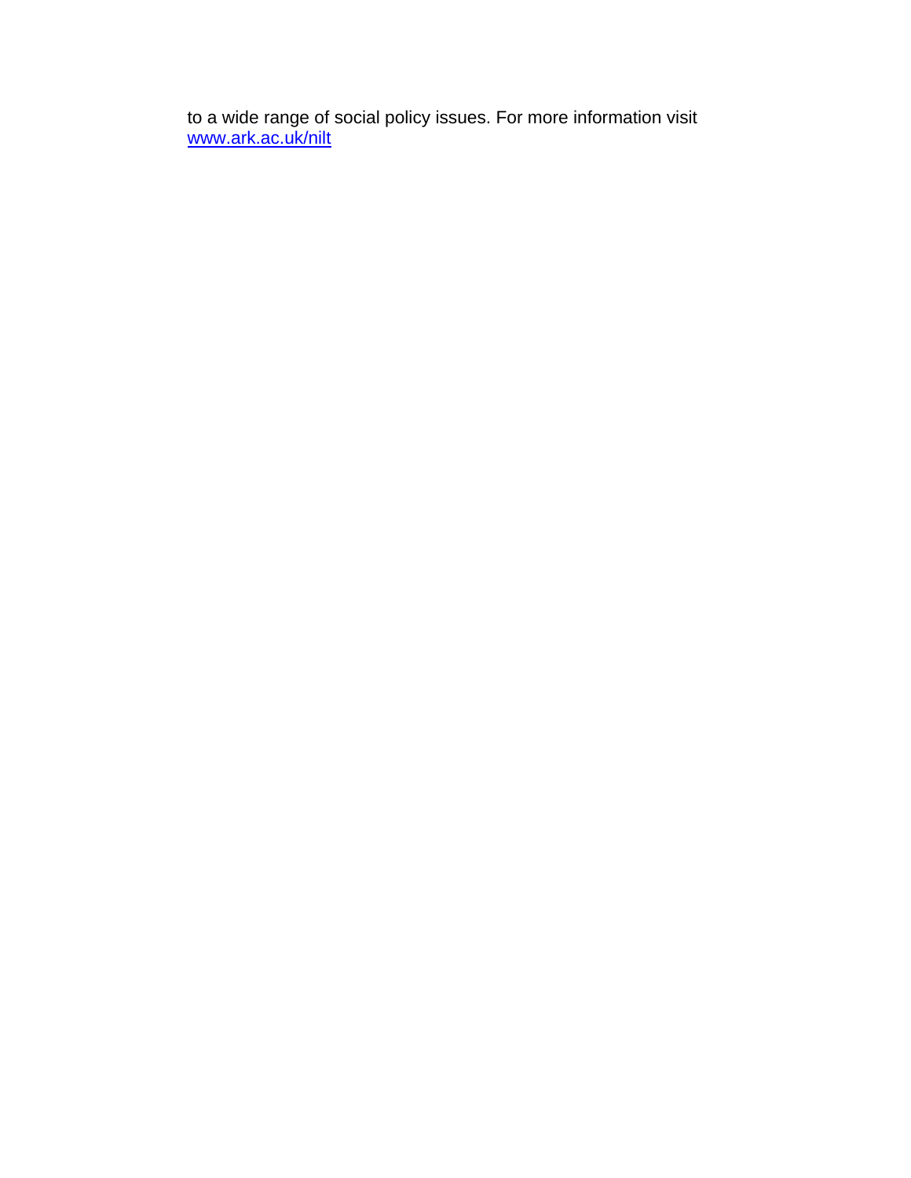to a wide range of social policy issues. For more information visit [www.ark.ac.uk/nilt](http://www.ark.ac.uk/nilt)